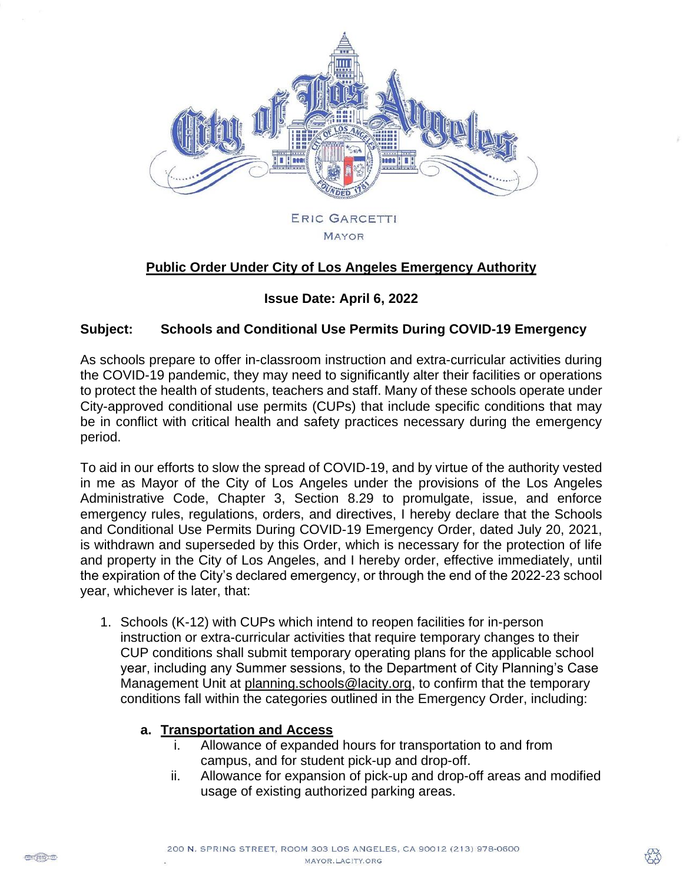ERIC GARCETTI
MAYOR

**Public Order Under City of Los Angeles Emergency Authority**

**Issue Date: April 6, 2022**

**Subject: Schools and Conditional Use Permits During COVID-19 Emergency**

As schools prepare to offer in-classroom instruction and extra-curricular activities during the COVID-19 pandemic, they may need to significantly alter their facilities or operations to protect the health of students, teachers and staff. Many of these schools operate under City-approved conditional use permits (CUPs) that include specific conditions that may be in conflict with critical health and safety practices necessary during the emergency period.

To aid in our efforts to slow the spread of COVID-19, and by virtue of the authority vested in me as Mayor of the City of Los Angeles under the provisions of the Los Angeles Administrative Code, Chapter 3, Section 8.29 to promulgate, issue, and enforce emergency rules, regulations, orders, and directives, I hereby declare that the Schools and Conditional Use Permits During COVID-19 Emergency Order, dated July 20, 2021, is withdrawn and superseded by this Order, which is necessary for the protection of life and property in the City of Los Angeles, and I hereby order, effective immediately, until the expiration of the City's declared emergency, or through the end of the 2022-23 school year, whichever is later, that:

1. Schools (K-12) with CUPs which intend to reopen facilities for in-person instruction or extra-curricular activities that require temporary changes to their CUP conditions shall submit temporary operating plans for the applicable school year, including any Summer sessions, to the Department of City Planning's Case Management Unit at planning.schools@lacity.org, to confirm that the temporary conditions fall within the categories outlined in the Emergency Order, including:

   a. **Transportation and Access**

      i. Allowance of expanded hours for transportation to and from campus, and for student pick-up and drop-off.

      ii. Allowance for expansion of pick-up and drop-off areas and modified usage of existing authorized parking areas.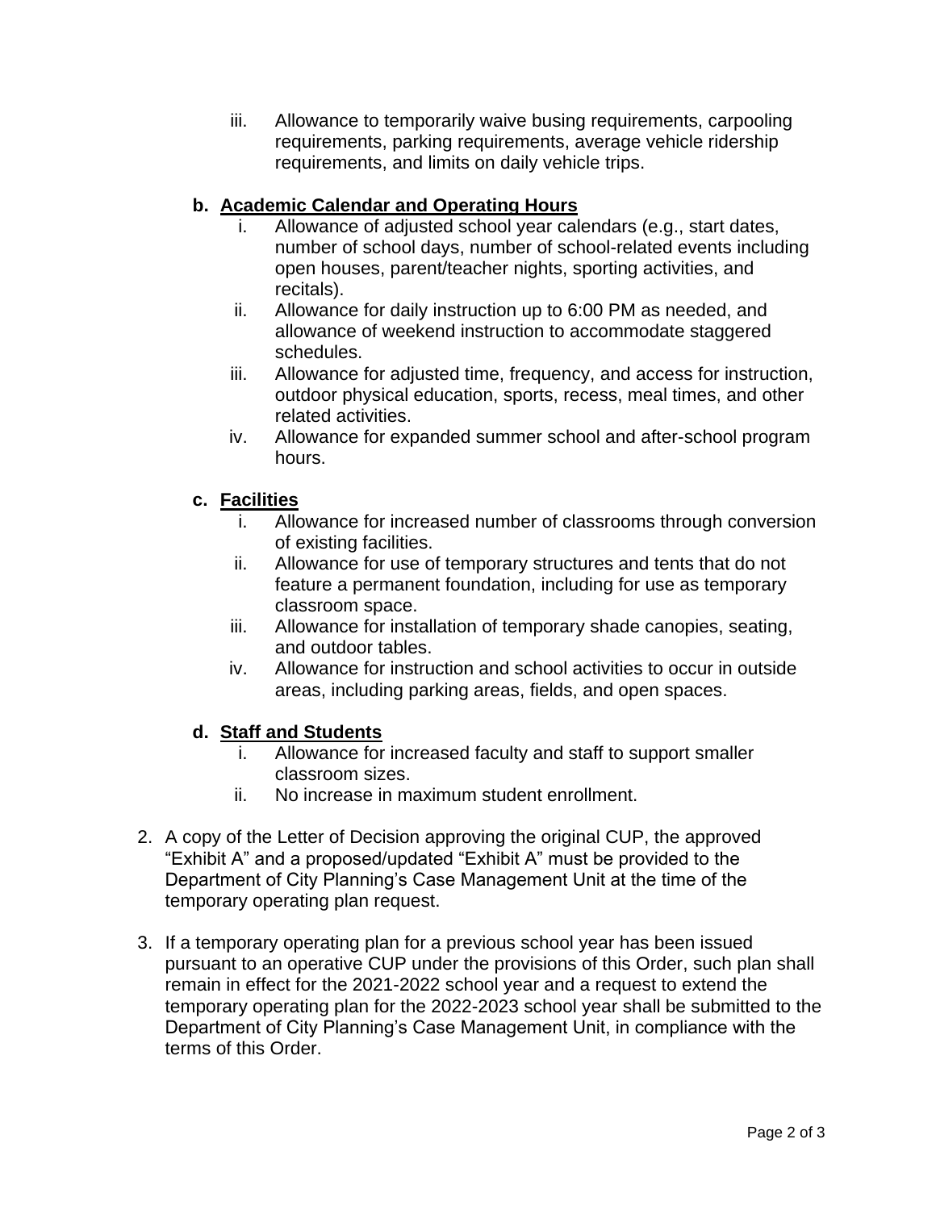iii. Allowance to temporarily waive busing requirements, carpooling requirements, parking requirements, average vehicle ridership requirements, and limits on daily vehicle trips.

**b. <u>Academic Calendar and Operating Hours</u>**

   i. Allowance of adjusted school year calendars (e.g., start dates, number of school days, number of school-related events including open houses, parent/teacher nights, sporting activities, and recitals).

   ii. Allowance for daily instruction up to 6:00 PM as needed, and allowance of weekend instruction to accommodate staggered schedules.

   iii. Allowance for adjusted time, frequency, and access for instruction, outdoor physical education, sports, recess, meal times, and other related activities.

   iv. Allowance for expanded summer school and after-school program hours.

**c. <u>Facilities</u>**

   i. Allowance for increased number of classrooms through conversion of existing facilities.

   ii. Allowance for use of temporary structures and tents that do not feature a permanent foundation, including for use as temporary classroom space.

   iii. Allowance for installation of temporary shade canopies, seating, and outdoor tables.

   iv. Allowance for instruction and school activities to occur in outside areas, including parking areas, fields, and open spaces.

**d. <u>Staff and Students</u>**

   i. Allowance for increased faculty and staff to support smaller classroom sizes.

   ii. No increase in maximum student enrollment.

2. A copy of the Letter of Decision approving the original CUP, the approved "Exhibit A" and a proposed/updated "Exhibit A" must be provided to the Department of City Planning's Case Management Unit at the time of the temporary operating plan request.

3. If a temporary operating plan for a previous school year has been issued pursuant to an operative CUP under the provisions of this Order, such plan shall remain in effect for the 2021-2022 school year and a request to extend the temporary operating plan for the 2022-2023 school year shall be submitted to the Department of City Planning's Case Management Unit, in compliance with the terms of this Order.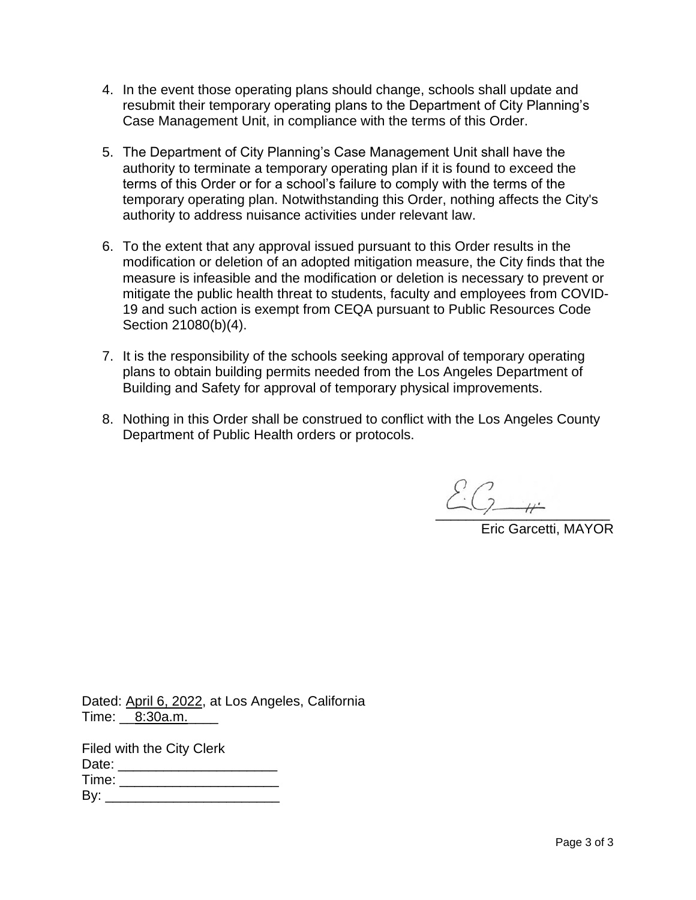4. In the event those operating plans should change, schools shall update and resubmit their temporary operating plans to the Department of City Planning's Case Management Unit, in compliance with the terms of this Order.

5. The Department of City Planning's Case Management Unit shall have the authority to terminate a temporary operating plan if it is found to exceed the terms of this Order or for a school's failure to comply with the terms of the temporary operating plan. Notwithstanding this Order, nothing affects the City's authority to address nuisance activities under relevant law.

6. To the extent that any approval issued pursuant to this Order results in the modification or deletion of an adopted mitigation measure, the City finds that the measure is infeasible and the modification or deletion is necessary to prevent or mitigate the public health threat to students, faculty and employees from COVID-19 and such action is exempt from CEQA pursuant to Public Resources Code Section 21080(b)(4).

7. It is the responsibility of the schools seeking approval of temporary operating plans to obtain building permits needed from the Los Angeles Department of Building and Safety for approval of temporary physical improvements.

8. Nothing in this Order shall be construed to conflict with the Los Angeles County Department of Public Health orders or protocols.

\_\_\_\_\_\_\_\_\_\_\_\_\_\_\_\_\_\_\_\_\_\_\_\_
Eric Garcetti, MAYOR

Dated: April 6, 2022, at Los Angeles, California
Time: 8:30a.m.

Filed with the City Clerk
Date: ____________________
Time: ____________________
By: ______________________